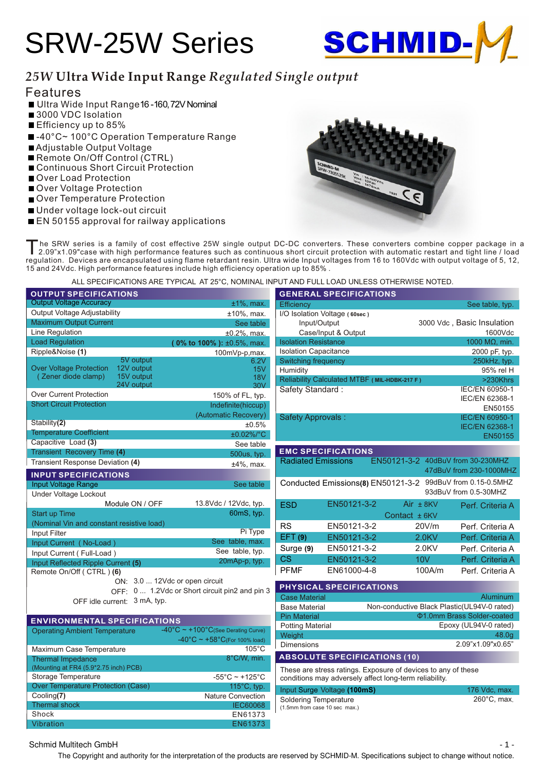# SRW-25W Series

SCHMID-M

## *25W* Ultra Wide Input Range *Regulated Single output*

## Features

- Ultra Wide Input Range 16 - 160, 72V Nominal
- 3000 VDC Isolation
- Efficiency up to 85%
- -40°C~ 100°C Operation Temperature Range
- Adjustable Output Voltage
- Remote On/Off Control (CTRL)
- Continuous Short Circuit Protection
- Over Load Protection
- Over Voltage Protection
- Over Temperature Protection
- Under voltage lock-out circuit
- EN 50155 approval for railway applications

The SRW series is a family of cost effective 25W single output DC-DC converters. These converters combine copper package in a 2.09"x1.09"case with high performance features such as continuous short circuit protection with automatic restart and tight line / load regulation. Devices are encapsulated using flame retardant resin. Ultra wide Input voltages from 16 to 160Vdc with output voltage of 5, 12, 15 and 24Vdc. High performance features include high efficiency operation up to 85% .

ALL SPECIFICATIONS ARE TYPICAL AT 25°C, NOMINAL INPUT AND FULL LOAD UNLESS OTHERWISE NOTED.

### OUTPUT SPECIFICATIONS

| Parameter | | Value |
|---|---|---|
| Output Voltage Accuracy | | ±1%, max. |
| Output Voltage Adjustability | | ±10%, max. |
| Maximum Output Current | | See table |
| Line Regulation | | ±0.2%, max. |
| Load Regulation | | ( 0% to 100% ): ±0.5%, max. |
| Ripple&Noise **(1)** | | 100mVp-p,max. |
| Over Voltage Protection ( Zener diode clamp) | 5V output | 6.2V |
| | 12V output | 15V |
| | 15V output | 18V |
| | 24V output | 30V |
| Over Current Protection | | 150% of FL, typ. |
| Short Circuit Protection | | Indefinite(hiccup) (Automatic Recovery) |
| Stability**(2)** | | ±0.5% |
| Temperature Coefficient | | ±0.02%/°C |
| Capacitive Load **(3)** | | See table |
| Transient Recovery Time **(4)** | | 500us, typ. |
| Transient Response Deviation **(4)** | | ±4%, max. |

### INPUT SPECIFICATIONS

| Parameter | Value |
|---|---|
| Input Voltage Range | See table |
| Under Voltage Lockout — Module ON / OFF | 13.8Vdc / 12Vdc, typ. |
| Start up Time (Nominal Vin and constant resistive load) | 60mS, typ. |
| Input Filter | Pi Type |
| Input Current ( No-Load ) | See table, max. |
| Input Current ( Full-Load ) | See table, typ. |
| Input Reflected Ripple Current **(5)** | 20mAp-p, typ. |
| Remote On/Off ( CTRL ) **(6)** | ON: 3.0 ... 12Vdc or open circuit<br>OFF: 0 ... 1.2Vdc or Short circuit pin2 and pin 3<br>OFF idle current: 3 mA, typ. |

### ENVIRONMENTAL SPECIFICATIONS

| Parameter | Value |
|---|---|
| Operating Ambient Temperature | -40°C ~ +100°C(See Derating Curve)<br>-40°C ~ +58°C(For 100% load) |
| Maximum Case Temperature | 105°C |
| Thermal Impedance (Mounting at FR4 (5.9*2.75 inch) PCB) | 8°C/W, min. |
| Storage Temperature | -55°C ~ +125°C |
| Over Temperature Protection (Case) | 115°C, typ. |
| Cooling**(7)** | Nature Convection |
| Thermal shock | IEC60068 |
| Shock | EN61373 |
| Vibration | EN61373 |

### GENERAL SPECIFICATIONS

| Parameter | Value |
|---|---|
| Efficiency | See table, typ. |
| I/O Isolation Voltage ( 60sec ) — Input/Output | 3000 Vdc , Basic Insulation |
| I/O Isolation Voltage ( 60sec ) — Case/Input & Output | 1600Vdc |
| Isolation Resistance | 1000 MΩ, min. |
| Isolation Capacitance | 2000 pF, typ. |
| Switching frequency | 250kHz, typ. |
| Humidity | 95% rel H |
| Reliability Calculated MTBF ( MIL-HDBK-217 F ) | >230Khrs |
| Safety Standard : | IEC/EN 60950-1<br>IEC/EN 62368-1<br>EN50155 |
| Safety Approvals : | IEC/EN 60950-1<br>IEC/EN 62368-1<br>EN50155 |

### EMC SPECIFICATIONS

| Test | Standard | Level | |
|---|---|---|---|
| Radiated Emissions | EN50121-3-2 | 40dBuV from 30-230MHZ<br>47dBuV from 230-1000MHZ | |
| Conducted Emissions**(8)** | EN50121-3-2 | 99dBuV from 0.15-0.5MHZ<br>93dBuV from 0.5-30MHZ | |
| ESD | EN50121-3-2 | Air ± 8KV<br>Contact ± 6KV | Perf. Criteria A |
| RS | EN50121-3-2 | 20V/m | Perf. Criteria A |
| EFT **(9)** | EN50121-3-2 | 2.0KV | Perf. Criteria A |
| Surge **(9)** | EN50121-3-2 | 2.0KV | Perf. Criteria A |
| CS | EN50121-3-2 | 10V | Perf. Criteria A |
| PFMF | EN61000-4-8 | 100A/m | Perf. Criteria A |

### PHYSICAL SPECIFICATIONS

| Parameter | Value |
|---|---|
| Case Material | Aluminum |
| Base Material | Non-conductive Black Plastic(UL94V-0 rated) |
| Pin Material | Φ1.0mm Brass Solder-coated |
| Potting Material | Epoxy (UL94V-0 rated) |
| Weight | 48.0g |
| Dimensions | 2.09"x1.09"x0.65" |

### ABSOLUTE SPECIFICATIONS (10)

These are stress ratings. Exposure of devices to any of these conditions may adversely affect long-term reliability.

| Parameter | Value |
|---|---|
| Input Surge Voltage **(100mS)** | 176 Vdc, max. |
| Soldering Temperature (1.5mm from case 10 sec max.) | 260°C, max. |

Schmid Multitech GmbH

The Copyright and authority for the interpretation of the products are reserved by SCHMID-M. Specifications subject to change without notice.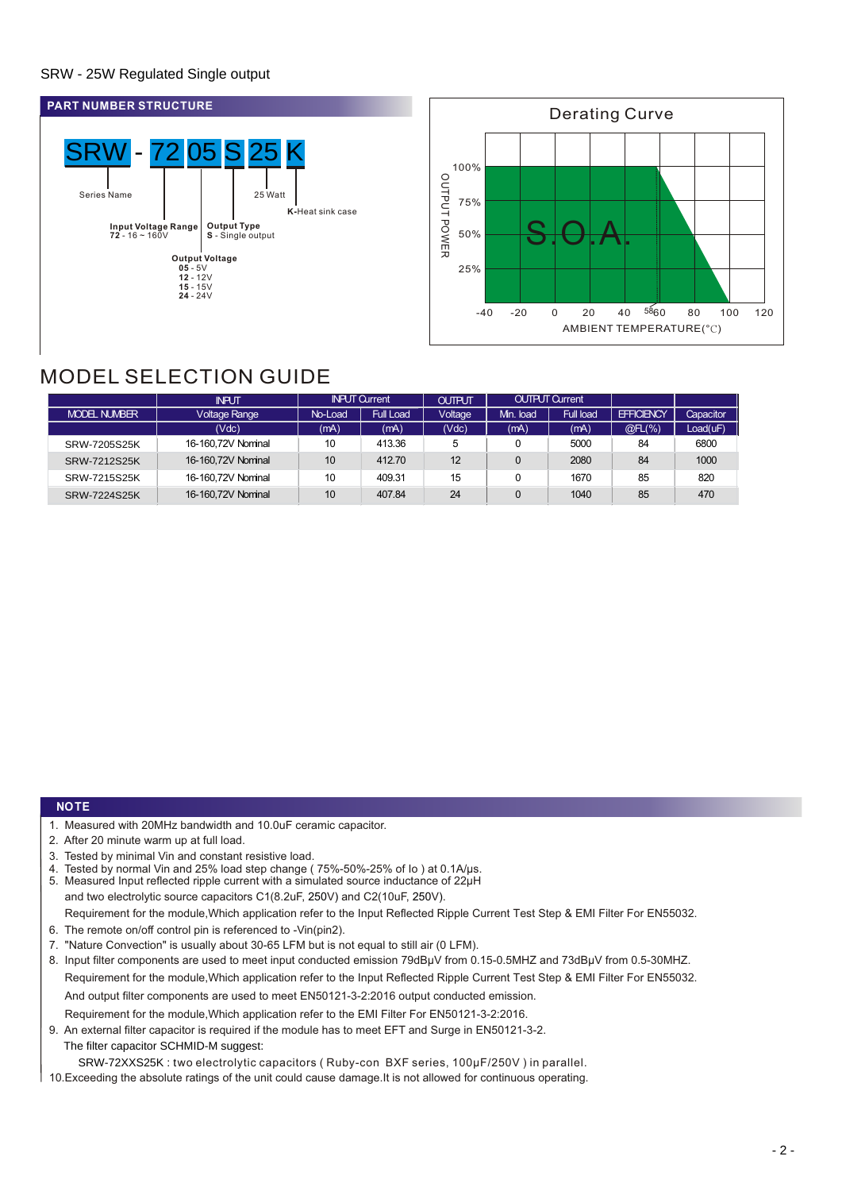SRW - 25W Regulated Single output

## PART NUMBER STRUCTURE

SRW - 72 05 S 25 K

Series Name

25 Watt

K-Heat sink case

**Input Voltage Range**
**72** - 16 ~ 160V

**Output Type**
**S** - Single output

**Output Voltage**
**05** - 5V
**12** - 12V
**15** - 15V
**24** - 24V

Derating Curve

OUTPUT POWER

100%
75%
50%
25%

S.O.A.

-40 -20 0 20 40 55 60 80 100 120

AMBIENT TEMPERATURE(°C)

# MODEL SELECTION GUIDE

| MODEL NUMBER | INPUT Voltage Range (Vdc) | INPUT Current No-Load (mA) | INPUT Current Full Load (mA) | OUTPUT Voltage (Vdc) | OUTPUT Current Min. load (mA) | OUTPUT Current Full load (mA) | EFFICIENCY @FL(%) | Capacitor Load(uF) |
|---|---|---|---|---|---|---|---|---|
| SRW-7205S25K | 16-160,72V Nominal | 10 | 413.36 | 5 | 0 | 5000 | 84 | 6800 |
| SRW-7212S25K | 16-160,72V Nominal | 10 | 412.70 | 12 | 0 | 2080 | 84 | 1000 |
| SRW-7215S25K | 16-160,72V Nominal | 10 | 409.31 | 15 | 0 | 1670 | 85 | 820 |
| SRW-7224S25K | 16-160,72V Nominal | 10 | 407.84 | 24 | 0 | 1040 | 85 | 470 |

## NOTE

1. Measured with 20MHz bandwidth and 10.0uF ceramic capacitor.
2. After 20 minute warm up at full load.
3. Tested by minimal Vin and constant resistive load.
4. Tested by normal Vin and 25% load step change ( 75%-50%-25% of Io ) at 0.1A/µs.
5. Measured Input reflected ripple current with a simulated source inductance of 22µH and two electrolytic source capacitors C1(8.2uF, 250V) and C2(10uF, 250V).
   Requirement for the module,Which application refer to the Input Reflected Ripple Current Test Step & EMI Filter For EN55032.
6. The remote on/off control pin is referenced to -Vin(pin2).
7. "Nature Convection" is usually about 30-65 LFM but is not equal to still air (0 LFM).
8. Input filter components are used to meet input conducted emission 79dBµV from 0.15-0.5MHZ and 73dBµV from 0.5-30MHZ.
   Requirement for the module,Which application refer to the Input Reflected Ripple Current Test Step & EMI Filter For EN55032.
   And output filter components are used to meet EN50121-3-2:2016 output conducted emission.
   Requirement for the module,Which application refer to the EMI Filter For EN50121-3-2:2016.
9. An external filter capacitor is required if the module has to meet EFT and Surge in EN50121-3-2.
   The filter capacitor SCHMID-M suggest:
   SRW-72XXS25K : two electrolytic capacitors ( Ruby-con BXF series, 100µF/250V ) in parallel.
10. Exceeding the absolute ratings of the unit could cause damage.It is not allowed for continuous operating.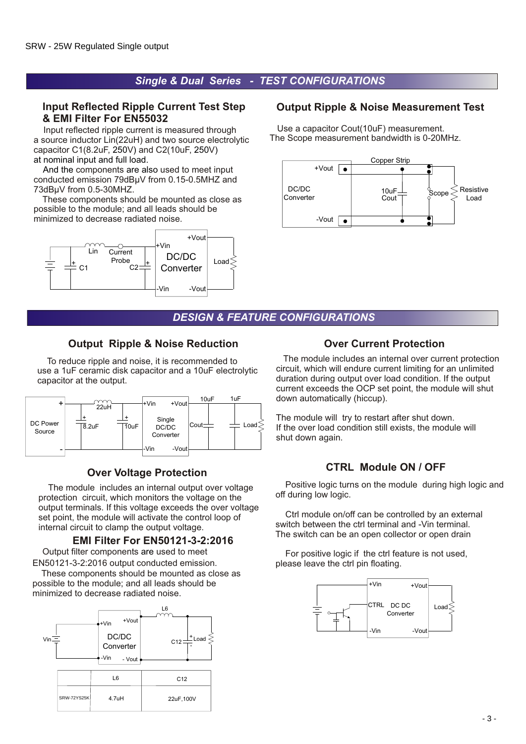## Single & Dual Series - TEST CONFIGURATIONS

### Input Reflected Ripple Current Test Step & EMI Filter For EN55032

Input reflected ripple current is measured through a source inductor Lin(22uH) and two source electrolytic capacitor C1(8.2uF, 250V) and C2(10uF, 250V) at nominal input and full load.

And the components are also used to meet input conducted emission 79dBμV from 0.15-0.5MHZ and 73dBμV from 0.5-30MHZ.

These components should be mounted as close as possible to the module; and all leads should be minimized to decrease radiated noise.

Lin
Current Probe
C1
C2
+Vin
-Vin
+Vout
-Vout
DC/DC Converter
Load

### Output Ripple & Noise Measurement Test

Use a capacitor Cout(10uF) measurement.
The Scope measurement bandwidth is 0-20MHz.

Copper Strip
+Vout
-Vout
DC/DC Converter
10uF Cout
Scope
Resistive Load

## DESIGN & FEATURE CONFIGURATIONS

### Output Ripple & Noise Reduction

To reduce ripple and noise, it is recommended to use a 1uF ceramic disk capacitor and a 10uF electrolytic capacitor at the output.

DC Power Source
22uH
8.2uF
10uF
+Vin
-Vin
+Vout
-Vout
Single DC/DC Converter
10uF
1uF
Cout
Load

### Over Voltage Protection

The module includes an internal output over voltage protection circuit, which monitors the voltage on the output terminals. If this voltage exceeds the over voltage set point, the module will activate the control loop of internal circuit to clamp the output voltage.

### EMI Filter For EN50121-3-2:2016

Output filter components are used to meet EN50121-3-2:2016 output conducted emission.

These components should be mounted as close as possible to the module; and all leads should be minimized to decrease radiated noise.

Vin
+Vin
-Vin
+Vout
- Vout
DC/DC Converter
L6
C12
Load

| | L6 | C12 |
|---|---|---|
| SRW-72YS25K | 4.7uH | 22uF,100V |

### Over Current Protection

The module includes an internal over current protection circuit, which will endure current limiting for an unlimited duration during output over load condition. If the output current exceeds the OCP set point, the module will shut down automatically (hiccup).

The module will try to restart after shut down.
If the over load condition still exists, the module will shut down again.

### CTRL Module ON / OFF

Positive logic turns on the module during high logic and off during low logic.

Ctrl module on/off can be controlled by an external switch between the ctrl terminal and -Vin terminal. The switch can be an open collector or open drain

For positive logic if the ctrl feature is not used, please leave the ctrl pin floating.

+Vin
CTRL
-Vin
+Vout
-Vout
DC DC Converter
Load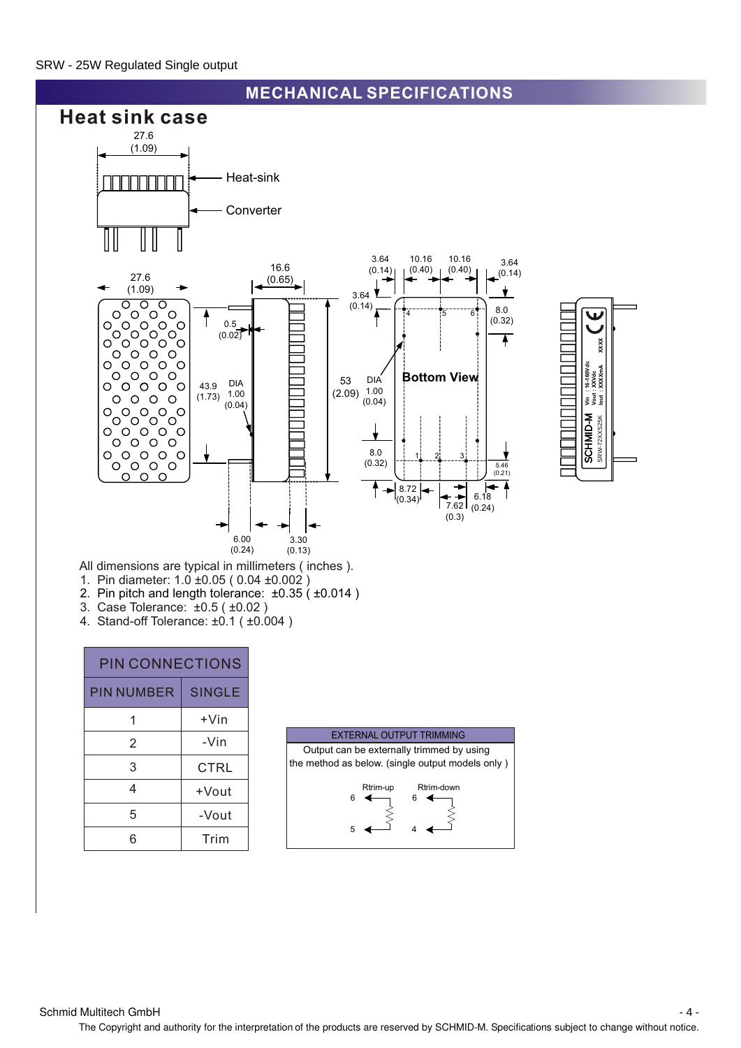## MECHANICAL SPECIFICATIONS

### Heat sink case

27.6
(1.09)

Heat-sink

Converter

27.6
(1.09)

16.6
(0.65)

0.5
(0.02)

43.9
(1.73)

DIA
1.00
(0.04)

6.00
(0.24)

3.30
(0.13)

3.64
(0.14)

10.16
(0.40)

10.16
(0.40)

3.64
(0.14)

3.64
(0.14)

8.0
(0.32)

53
(2.09)

DIA
1.00
(0.04)

Bottom View

8.0
(0.32)

5.46
(0.21)

8.72
(0.34)

7.62
(0.3)

6.18
(0.24)

SCHMID-M
SRW-72XXS25K
Vin : 16-160Vdc
Vout : XXVdc
Iout : XXXXmA
XXXX

All dimensions are typical in millimeters ( inches ).

1. Pin diameter: 1.0 ±0.05 ( 0.04 ±0.002 )
2. Pin pitch and length tolerance: ±0.35 ( ±0.014 )
3. Case Tolerance: ±0.5 ( ±0.02 )
4. Stand-off Tolerance: ±0.1 ( ±0.004 )

| PIN CONNECTIONS | |
|---|---|
| PIN NUMBER | SINGLE |
| 1 | +Vin |
| 2 | -Vin |
| 3 | CTRL |
| 4 | +Vout |
| 5 | -Vout |
| 6 | Trim |

**EXTERNAL OUTPUT TRIMMING**

Output can be externally trimmed by using the method as below. (single output models only )

Rtrim-up
6
5

Rtrim-down
6
4

Schmid Multitech GmbH

The Copyright and authority for the interpretation of the products are reserved by SCHMID-M. Specifications subject to change without notice.